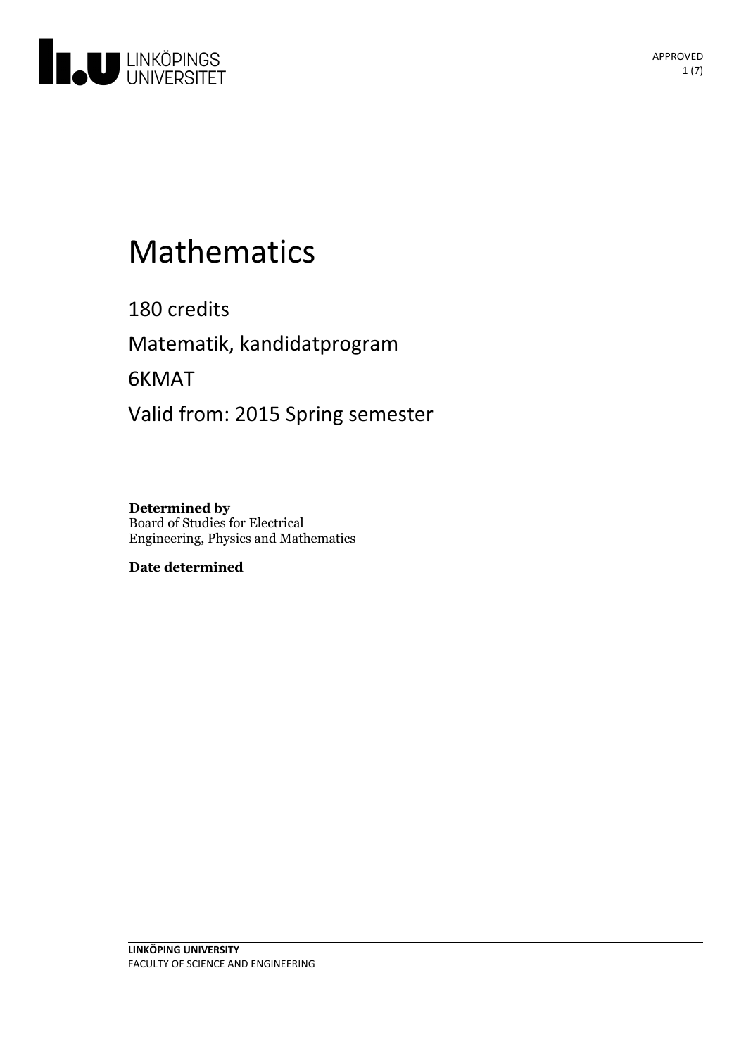# Mathematics

180 credits

Matematik, kandidatprogram

6KMAT

Valid from: 2015 Spring semester

**Determined by**
Board of Studies for Electrical Engineering, Physics and Mathematics

**Date determined**

**LINKÖPING UNIVERSITY**
FACULTY OF SCIENCE AND ENGINEERING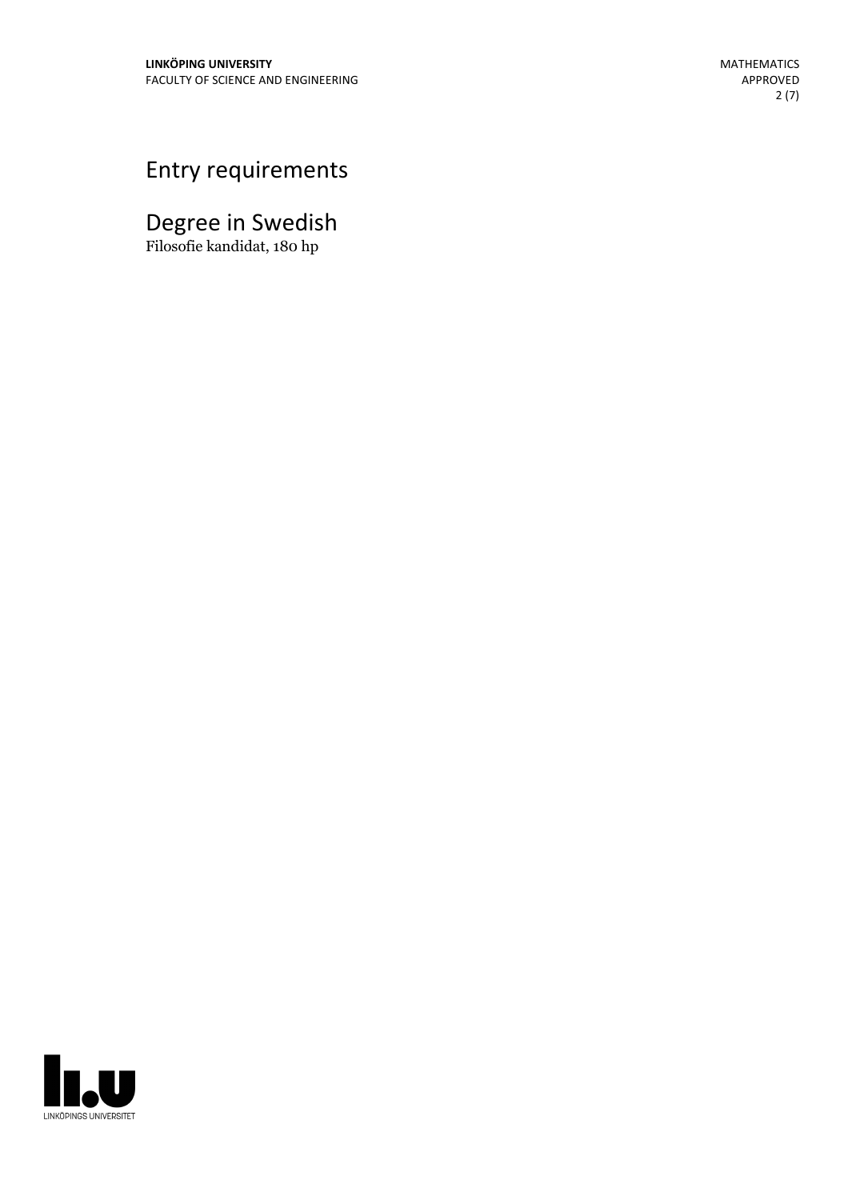# Entry requirements

# Degree in Swedish

Filosofie kandidat, 180 hp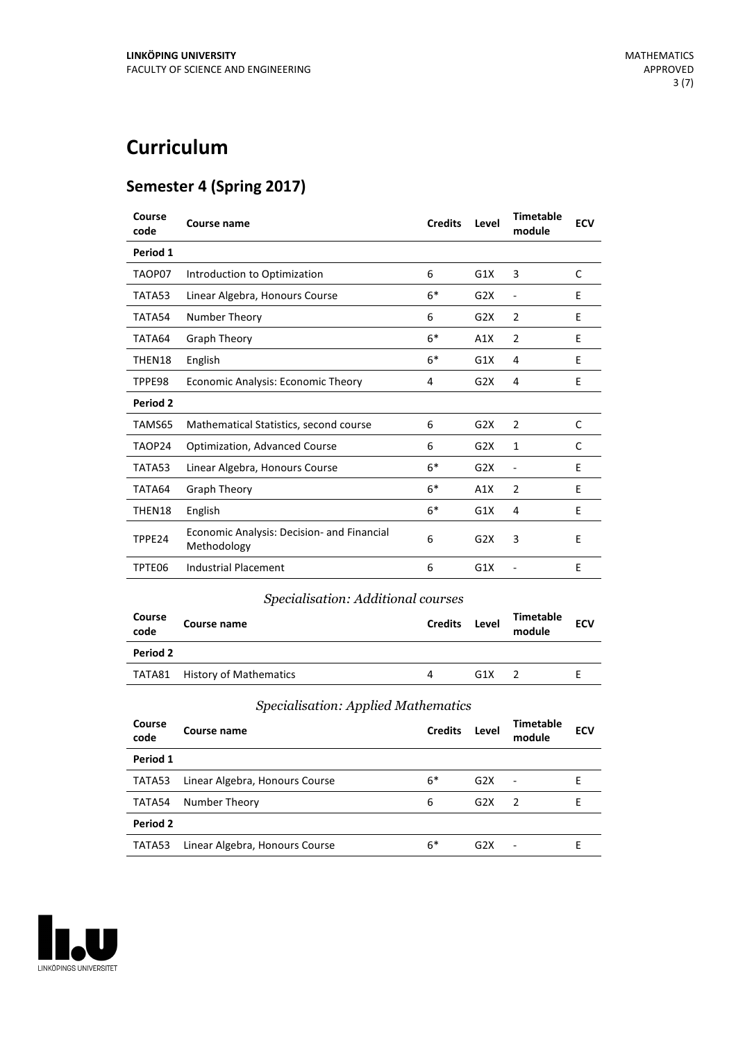# Curriculum

## Semester 4 (Spring 2017)

| Course code | Course name | Credits | Level | Timetable module | ECV |
|---|---|---|---|---|---|
| **Period 1** | | | | | |
| TAOP07 | Introduction to Optimization | 6 | G1X | 3 | C |
| TATA53 | Linear Algebra, Honours Course | 6* | G2X | - | E |
| TATA54 | Number Theory | 6 | G2X | 2 | E |
| TATA64 | Graph Theory | 6* | A1X | 2 | E |
| THEN18 | English | 6* | G1X | 4 | E |
| TPPE98 | Economic Analysis: Economic Theory | 4 | G2X | 4 | E |
| **Period 2** | | | | | |
| TAMS65 | Mathematical Statistics, second course | 6 | G2X | 2 | C |
| TAOP24 | Optimization, Advanced Course | 6 | G2X | 1 | C |
| TATA53 | Linear Algebra, Honours Course | 6* | G2X | - | E |
| TATA64 | Graph Theory | 6* | A1X | 2 | E |
| THEN18 | English | 6* | G1X | 4 | E |
| TPPE24 | Economic Analysis: Decision- and Financial Methodology | 6 | G2X | 3 | E |
| TPTE06 | Industrial Placement | 6 | G1X | - | E |

*Specialisation: Additional courses*

| Course code | Course name | Credits | Level | Timetable module | ECV |
|---|---|---|---|---|---|
| **Period 2** | | | | | |
| TATA81 | History of Mathematics | 4 | G1X | 2 | E |

*Specialisation: Applied Mathematics*

| Course code | Course name | Credits | Level | Timetable module | ECV |
|---|---|---|---|---|---|
| **Period 1** | | | | | |
| TATA53 | Linear Algebra, Honours Course | 6* | G2X | - | E |
| TATA54 | Number Theory | 6 | G2X | 2 | E |
| **Period 2** | | | | | |
| TATA53 | Linear Algebra, Honours Course | 6* | G2X | - | E |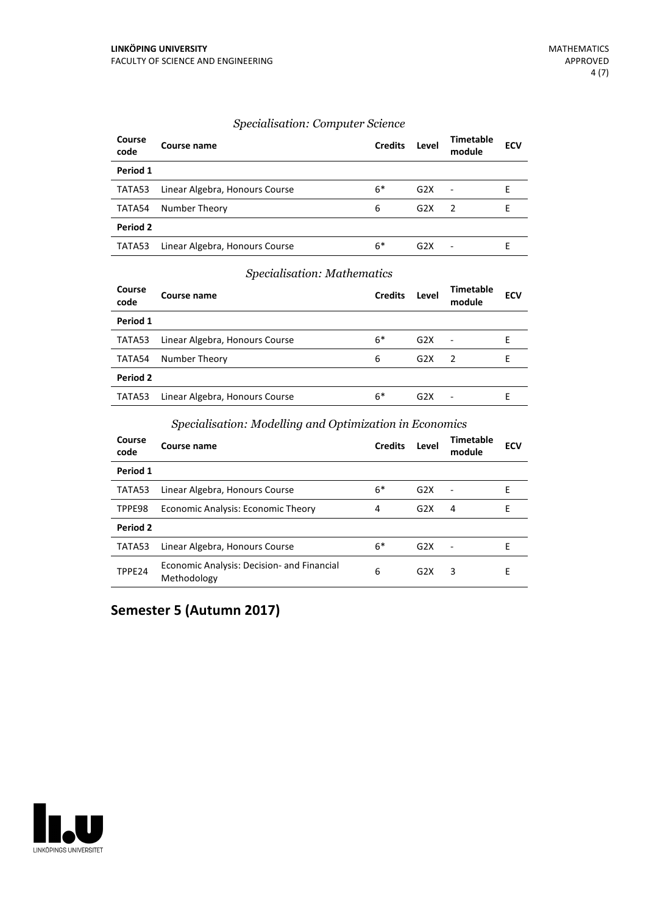*Specialisation: Computer Science*

| Course code | Course name | Credits | Level | Timetable module | ECV |
|---|---|---|---|---|---|
| **Period 1** | | | | | |
| TATA53 | Linear Algebra, Honours Course | 6* | G2X | - | E |
| TATA54 | Number Theory | 6 | G2X | 2 | E |
| **Period 2** | | | | | |
| TATA53 | Linear Algebra, Honours Course | 6* | G2X | - | E |

*Specialisation: Mathematics*

| Course code | Course name | Credits | Level | Timetable module | ECV |
|---|---|---|---|---|---|
| **Period 1** | | | | | |
| TATA53 | Linear Algebra, Honours Course | 6* | G2X | - | E |
| TATA54 | Number Theory | 6 | G2X | 2 | E |
| **Period 2** | | | | | |
| TATA53 | Linear Algebra, Honours Course | 6* | G2X | - | E |

*Specialisation: Modelling and Optimization in Economics*

| Course code | Course name | Credits | Level | Timetable module | ECV |
|---|---|---|---|---|---|
| **Period 1** | | | | | |
| TATA53 | Linear Algebra, Honours Course | 6* | G2X | - | E |
| TPPE98 | Economic Analysis: Economic Theory | 4 | G2X | 4 | E |
| **Period 2** | | | | | |
| TATA53 | Linear Algebra, Honours Course | 6* | G2X | - | E |
| TPPE24 | Economic Analysis: Decision- and Financial Methodology | 6 | G2X | 3 | E |

## Semester 5 (Autumn 2017)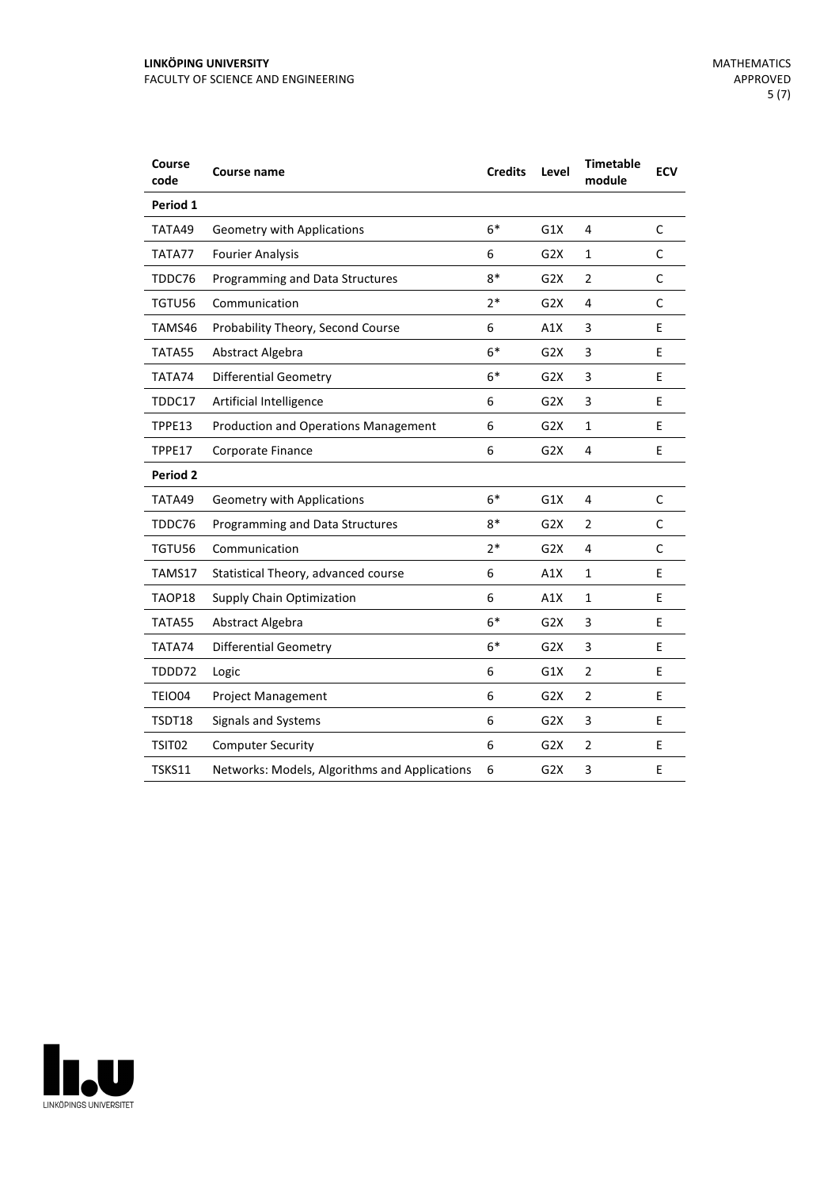| Course code | Course name | Credits | Level | Timetable module | ECV |
|---|---|---|---|---|---|
| **Period 1** | | | | | |
| TATA49 | Geometry with Applications | 6* | G1X | 4 | C |
| TATA77 | Fourier Analysis | 6 | G2X | 1 | C |
| TDDC76 | Programming and Data Structures | 8* | G2X | 2 | C |
| TGTU56 | Communication | 2* | G2X | 4 | C |
| TAMS46 | Probability Theory, Second Course | 6 | A1X | 3 | E |
| TATA55 | Abstract Algebra | 6* | G2X | 3 | E |
| TATA74 | Differential Geometry | 6* | G2X | 3 | E |
| TDDC17 | Artificial Intelligence | 6 | G2X | 3 | E |
| TPPE13 | Production and Operations Management | 6 | G2X | 1 | E |
| TPPE17 | Corporate Finance | 6 | G2X | 4 | E |
| **Period 2** | | | | | |
| TATA49 | Geometry with Applications | 6* | G1X | 4 | C |
| TDDC76 | Programming and Data Structures | 8* | G2X | 2 | C |
| TGTU56 | Communication | 2* | G2X | 4 | C |
| TAMS17 | Statistical Theory, advanced course | 6 | A1X | 1 | E |
| TAOP18 | Supply Chain Optimization | 6 | A1X | 1 | E |
| TATA55 | Abstract Algebra | 6* | G2X | 3 | E |
| TATA74 | Differential Geometry | 6* | G2X | 3 | E |
| TDDD72 | Logic | 6 | G1X | 2 | E |
| TEIO04 | Project Management | 6 | G2X | 2 | E |
| TSDT18 | Signals and Systems | 6 | G2X | 3 | E |
| TSIT02 | Computer Security | 6 | G2X | 2 | E |
| TSKS11 | Networks: Models, Algorithms and Applications | 6 | G2X | 3 | E |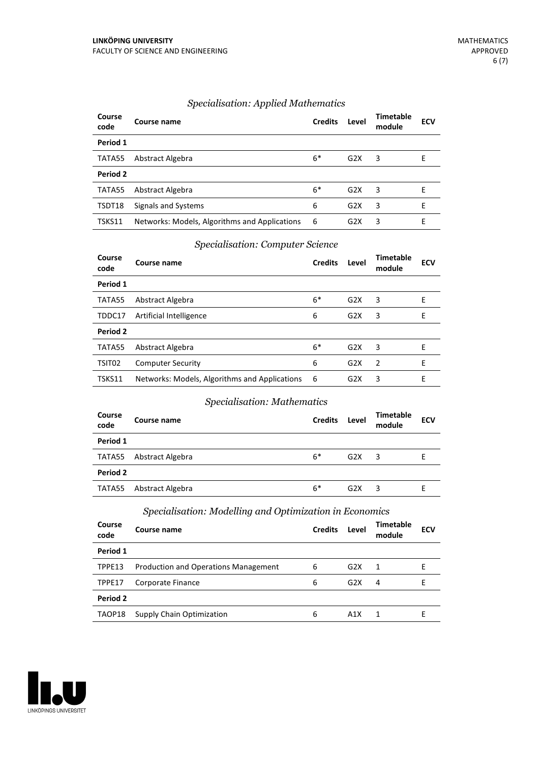### *Specialisation: Applied Mathematics*

| Course code | Course name | Credits | Level | Timetable module | ECV |
|---|---|---|---|---|---|
| **Period 1** | | | | | |
| TATA55 | Abstract Algebra | 6* | G2X | 3 | E |
| **Period 2** | | | | | |
| TATA55 | Abstract Algebra | 6* | G2X | 3 | E |
| TSDT18 | Signals and Systems | 6 | G2X | 3 | E |
| TSKS11 | Networks: Models, Algorithms and Applications | 6 | G2X | 3 | E |

### *Specialisation: Computer Science*

| Course code | Course name | Credits | Level | Timetable module | ECV |
|---|---|---|---|---|---|
| **Period 1** | | | | | |
| TATA55 | Abstract Algebra | 6* | G2X | 3 | E |
| TDDC17 | Artificial Intelligence | 6 | G2X | 3 | E |
| **Period 2** | | | | | |
| TATA55 | Abstract Algebra | 6* | G2X | 3 | E |
| TSIT02 | Computer Security | 6 | G2X | 2 | E |
| TSKS11 | Networks: Models, Algorithms and Applications | 6 | G2X | 3 | E |

### *Specialisation: Mathematics*

| Course code | Course name | Credits | Level | Timetable module | ECV |
|---|---|---|---|---|---|
| **Period 1** | | | | | |
| TATA55 | Abstract Algebra | 6* | G2X | 3 | E |
| **Period 2** | | | | | |
| TATA55 | Abstract Algebra | 6* | G2X | 3 | E |

### *Specialisation: Modelling and Optimization in Economics*

| Course code | Course name | Credits | Level | Timetable module | ECV |
|---|---|---|---|---|---|
| **Period 1** | | | | | |
| TPPE13 | Production and Operations Management | 6 | G2X | 1 | E |
| TPPE17 | Corporate Finance | 6 | G2X | 4 | E |
| **Period 2** | | | | | |
| TAOP18 | Supply Chain Optimization | 6 | A1X | 1 | E |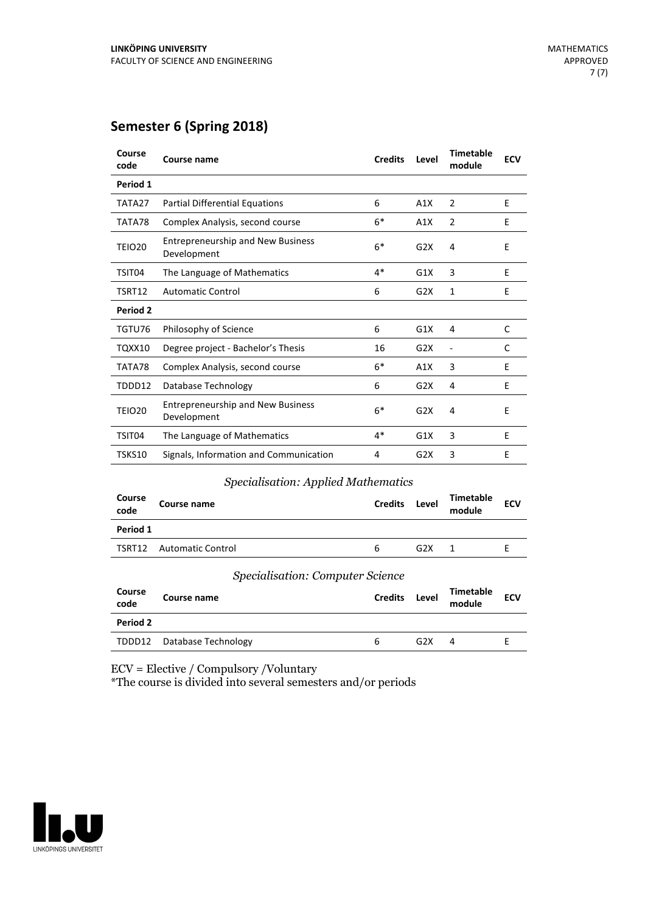## Semester 6 (Spring 2018)

| Course code | Course name | Credits | Level | Timetable module | ECV |
|---|---|---|---|---|---|
| **Period 1** | | | | | |
| TATA27 | Partial Differential Equations | 6 | A1X | 2 | E |
| TATA78 | Complex Analysis, second course | 6* | A1X | 2 | E |
| TEIO20 | Entrepreneurship and New Business Development | 6* | G2X | 4 | E |
| TSIT04 | The Language of Mathematics | 4* | G1X | 3 | E |
| TSRT12 | Automatic Control | 6 | G2X | 1 | E |
| **Period 2** | | | | | |
| TGTU76 | Philosophy of Science | 6 | G1X | 4 | C |
| TQXX10 | Degree project - Bachelor's Thesis | 16 | G2X | - | C |
| TATA78 | Complex Analysis, second course | 6* | A1X | 3 | E |
| TDDD12 | Database Technology | 6 | G2X | 4 | E |
| TEIO20 | Entrepreneurship and New Business Development | 6* | G2X | 4 | E |
| TSIT04 | The Language of Mathematics | 4* | G1X | 3 | E |
| TSKS10 | Signals, Information and Communication | 4 | G2X | 3 | E |

*Specialisation: Applied Mathematics*

| Course code | Course name | Credits | Level | Timetable module | ECV |
|---|---|---|---|---|---|
| **Period 1** | | | | | |
| TSRT12 | Automatic Control | 6 | G2X | 1 | E |

*Specialisation: Computer Science*

| Course code | Course name | Credits | Level | Timetable module | ECV |
|---|---|---|---|---|---|
| **Period 2** | | | | | |
| TDDD12 | Database Technology | 6 | G2X | 4 | E |

ECV = Elective / Compulsory /Voluntary

*The course is divided into several semesters and/or periods